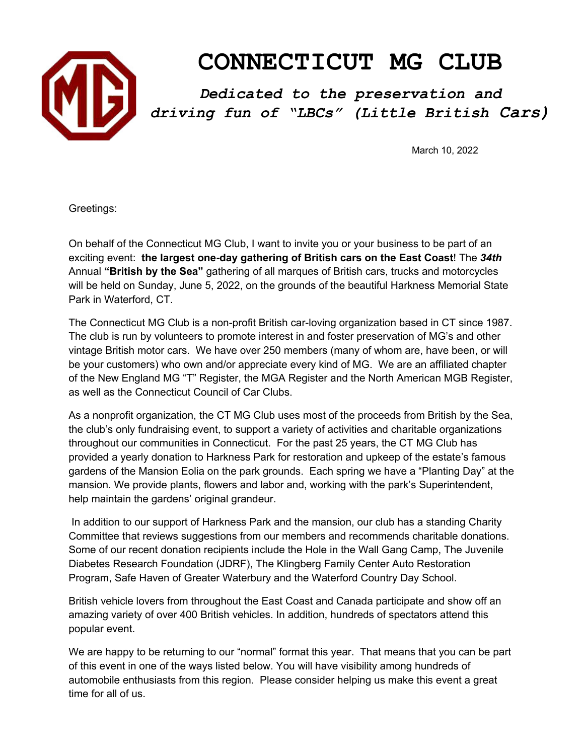# CONNECTICUT MG CLUB

***Dedicated to the preservation and driving fun of "LBCs" (Little British Cars)***

March 10, 2022

Greetings:

On behalf of the Connecticut MG Club, I want to invite you or your business to be part of an exciting event: **the largest one-day gathering of British cars on the East Coast**! The ***34th*** Annual **"British by the Sea"** gathering of all marques of British cars, trucks and motorcycles will be held on Sunday, June 5, 2022, on the grounds of the beautiful Harkness Memorial State Park in Waterford, CT.

The Connecticut MG Club is a non-profit British car-loving organization based in CT since 1987. The club is run by volunteers to promote interest in and foster preservation of MG's and other vintage British motor cars. We have over 250 members (many of whom are, have been, or will be your customers) who own and/or appreciate every kind of MG. We are an affiliated chapter of the New England MG "T" Register, the MGA Register and the North American MGB Register, as well as the Connecticut Council of Car Clubs.

As a nonprofit organization, the CT MG Club uses most of the proceeds from British by the Sea, the club's only fundraising event, to support a variety of activities and charitable organizations throughout our communities in Connecticut. For the past 25 years, the CT MG Club has provided a yearly donation to Harkness Park for restoration and upkeep of the estate's famous gardens of the Mansion Eolia on the park grounds. Each spring we have a "Planting Day" at the mansion. We provide plants, flowers and labor and, working with the park's Superintendent, help maintain the gardens' original grandeur.

In addition to our support of Harkness Park and the mansion, our club has a standing Charity Committee that reviews suggestions from our members and recommends charitable donations. Some of our recent donation recipients include the Hole in the Wall Gang Camp, The Juvenile Diabetes Research Foundation (JDRF), The Klingberg Family Center Auto Restoration Program, Safe Haven of Greater Waterbury and the Waterford Country Day School.

British vehicle lovers from throughout the East Coast and Canada participate and show off an amazing variety of over 400 British vehicles. In addition, hundreds of spectators attend this popular event.

We are happy to be returning to our "normal" format this year. That means that you can be part of this event in one of the ways listed below. You will have visibility among hundreds of automobile enthusiasts from this region. Please consider helping us make this event a great time for all of us.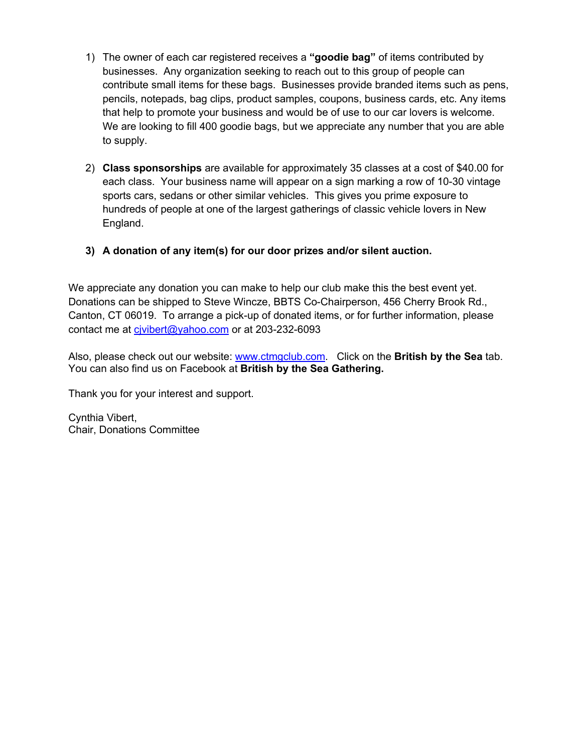1) The owner of each car registered receives a **"goodie bag"** of items contributed by businesses. Any organization seeking to reach out to this group of people can contribute small items for these bags. Businesses provide branded items such as pens, pencils, notepads, bag clips, product samples, coupons, business cards, etc. Any items that help to promote your business and would be of use to our car lovers is welcome. We are looking to fill 400 goodie bags, but we appreciate any number that you are able to supply.

2) **Class sponsorships** are available for approximately 35 classes at a cost of $40.00 for each class. Your business name will appear on a sign marking a row of 10-30 vintage sports cars, sedans or other similar vehicles. This gives you prime exposure to hundreds of people at one of the largest gatherings of classic vehicle lovers in New England.

3) **A donation of any item(s) for our door prizes and/or silent auction.**

We appreciate any donation you can make to help our club make this the best event yet. Donations can be shipped to Steve Wincze, BBTS Co-Chairperson, 456 Cherry Brook Rd., Canton, CT 06019. To arrange a pick-up of donated items, or for further information, please contact me at cjvibert@yahoo.com or at 203-232-6093

Also, please check out our website: www.ctmgclub.com. Click on the **British by the Sea** tab. You can also find us on Facebook at **British by the Sea Gathering.**

Thank you for your interest and support.

Cynthia Vibert,  
Chair, Donations Committee